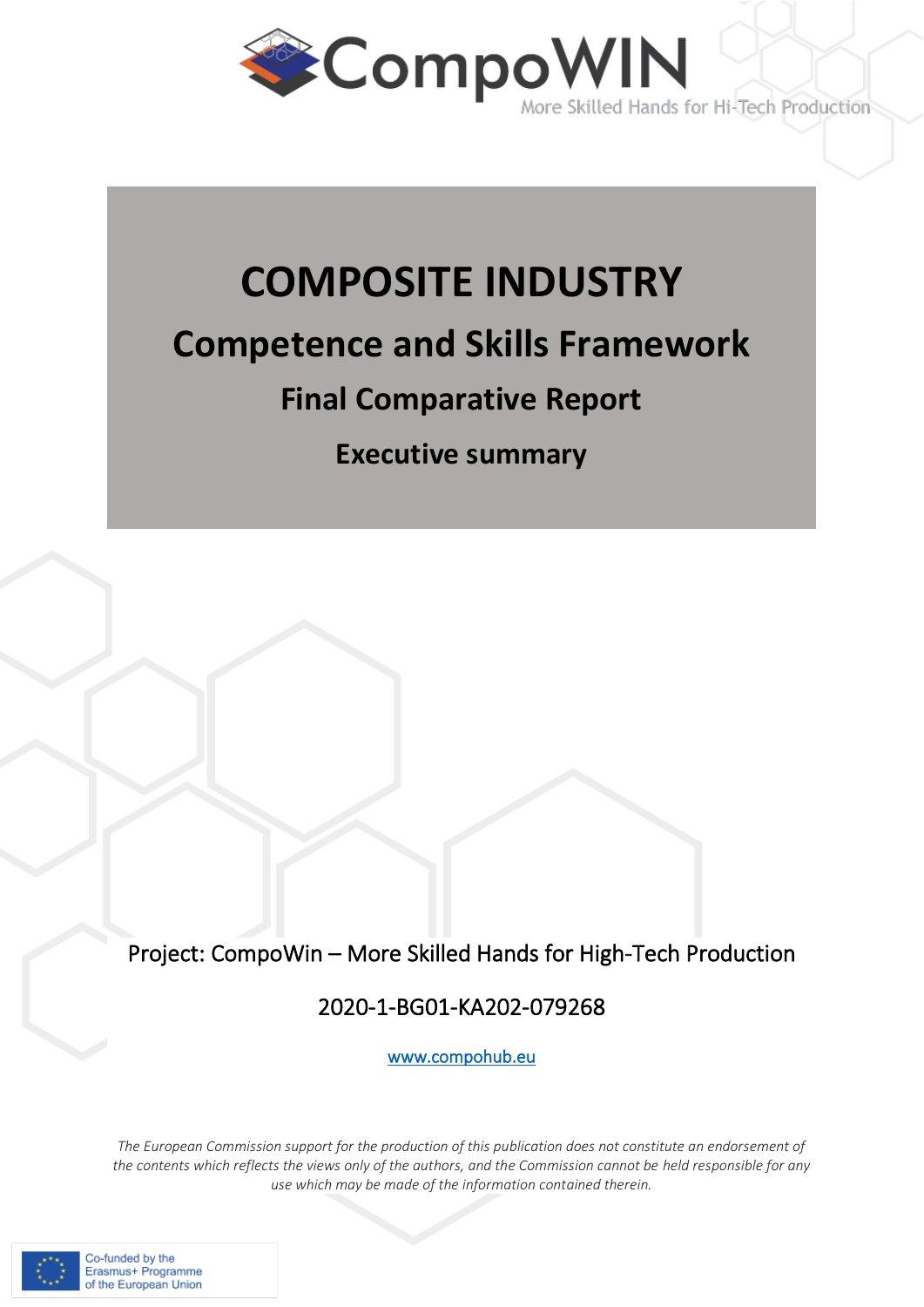CompoWIN

More Skilled Hands for Hi-Tech Production

# COMPOSITE INDUSTRY

## Competence and Skills Framework

### Final Comparative Report

### Executive summary

Project: CompoWin – More Skilled Hands for High-Tech Production

2020-1-BG01-KA202-079268

www.compohub.eu

*The European Commission support for the production of this publication does not constitute an endorsement of the contents which reflects the views only of the authors, and the Commission cannot be held responsible for any use which may be made of the information contained therein.*

Co-funded by the Erasmus+ Programme of the European Union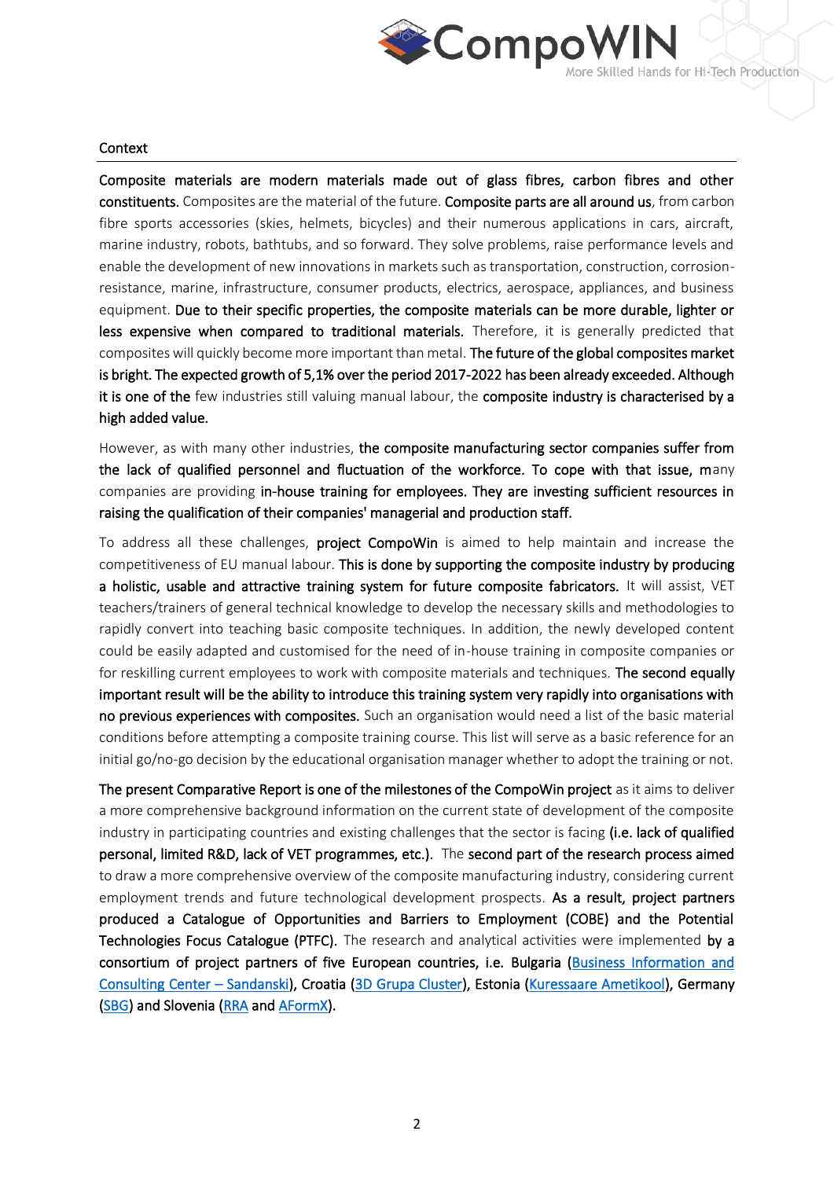## Context

Composite materials are modern materials made out of glass fibres, carbon fibres and other constituents. Composites are the material of the future. Composite parts are all around us, from carbon fibre sports accessories (skies, helmets, bicycles) and their numerous applications in cars, aircraft, marine industry, robots, bathtubs, and so forward. They solve problems, raise performance levels and enable the development of new innovations in markets such as transportation, construction, corrosion-resistance, marine, infrastructure, consumer products, electrics, aerospace, appliances, and business equipment. Due to their specific properties, the composite materials can be more durable, lighter or less expensive when compared to traditional materials. Therefore, it is generally predicted that composites will quickly become more important than metal. The future of the global composites market is bright. The expected growth of 5,1% over the period 2017-2022 has been already exceeded. Although it is one of the few industries still valuing manual labour, the composite industry is characterised by a high added value.

However, as with many other industries, the composite manufacturing sector companies suffer from the lack of qualified personnel and fluctuation of the workforce. To cope with that issue, many companies are providing in-house training for employees. They are investing sufficient resources in raising the qualification of their companies' managerial and production staff.

To address all these challenges, project CompoWin is aimed to help maintain and increase the competitiveness of EU manual labour. This is done by supporting the composite industry by producing a holistic, usable and attractive training system for future composite fabricators. It will assist, VET teachers/trainers of general technical knowledge to develop the necessary skills and methodologies to rapidly convert into teaching basic composite techniques. In addition, the newly developed content could be easily adapted and customised for the need of in-house training in composite companies or for reskilling current employees to work with composite materials and techniques. The second equally important result will be the ability to introduce this training system very rapidly into organisations with no previous experiences with composites. Such an organisation would need a list of the basic material conditions before attempting a composite training course. This list will serve as a basic reference for an initial go/no-go decision by the educational organisation manager whether to adopt the training or not.

The present Comparative Report is one of the milestones of the CompoWin project as it aims to deliver a more comprehensive background information on the current state of development of the composite industry in participating countries and existing challenges that the sector is facing (i.e. lack of qualified personal, limited R&D, lack of VET programmes, etc.). The second part of the research process aimed to draw a more comprehensive overview of the composite manufacturing industry, considering current employment trends and future technological development prospects. As a result, project partners produced a Catalogue of Opportunities and Barriers to Employment (COBE) and the Potential Technologies Focus Catalogue (PTFC). The research and analytical activities were implemented by a consortium of project partners of five European countries, i.e. Bulgaria (Business Information and Consulting Center – Sandanski), Croatia (3D Grupa Cluster), Estonia (Kuressaare Ametikool), Germany (SBG) and Slovenia (RRA and AFormX).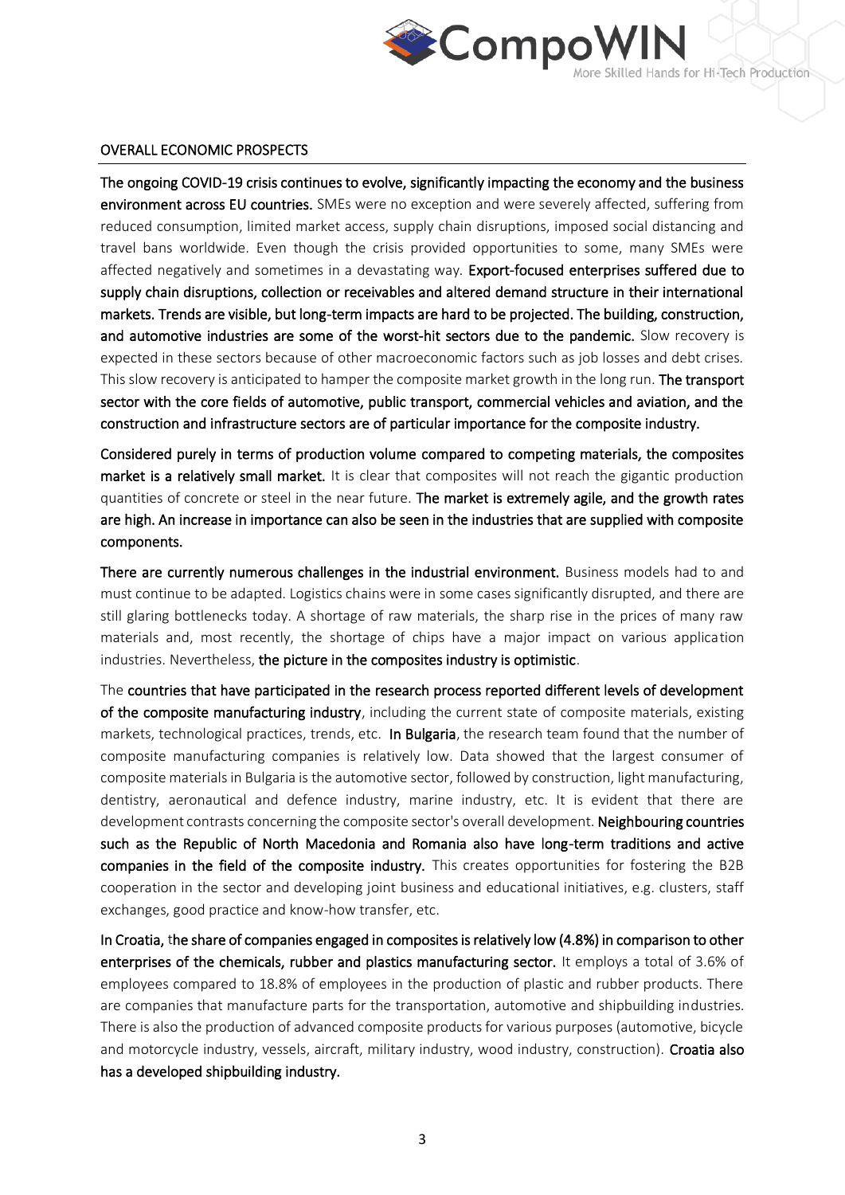## OVERALL ECONOMIC PROSPECTS

**The ongoing COVID-19 crisis continues to evolve, significantly impacting the economy and the business environment across EU countries.** SMEs were no exception and were severely affected, suffering from reduced consumption, limited market access, supply chain disruptions, imposed social distancing and travel bans worldwide. Even though the crisis provided opportunities to some, many SMEs were affected negatively and sometimes in a devastating way. **Export-focused enterprises suffered due to supply chain disruptions, collection or receivables and altered demand structure in their international markets. Trends are visible, but long-term impacts are hard to be projected. The building, construction, and automotive industries are some of the worst-hit sectors due to the pandemic.** Slow recovery is expected in these sectors because of other macroeconomic factors such as job losses and debt crises. This slow recovery is anticipated to hamper the composite market growth in the long run. **The transport sector with the core fields of automotive, public transport, commercial vehicles and aviation, and the construction and infrastructure sectors are of particular importance for the composite industry.**

**Considered purely in terms of production volume compared to competing materials, the composites market is a relatively small market.** It is clear that composites will not reach the gigantic production quantities of concrete or steel in the near future. **The market is extremely agile, and the growth rates are high. An increase in importance can also be seen in the industries that are supplied with composite components.**

**There are currently numerous challenges in the industrial environment.** Business models had to and must continue to be adapted. Logistics chains were in some cases significantly disrupted, and there are still glaring bottlenecks today. A shortage of raw materials, the sharp rise in the prices of many raw materials and, most recently, the shortage of chips have a major impact on various application industries. Nevertheless, **the picture in the composites industry is optimistic**.

The **countries that have participated in the research process reported different levels of development of the composite manufacturing industry**, including the current state of composite materials, existing markets, technological practices, trends, etc. **In Bulgaria**, the research team found that the number of composite manufacturing companies is relatively low. Data showed that the largest consumer of composite materials in Bulgaria is the automotive sector, followed by construction, light manufacturing, dentistry, aeronautical and defence industry, marine industry, etc. It is evident that there are development contrasts concerning the composite sector's overall development. **Neighbouring countries such as the Republic of North Macedonia and Romania also have long-term traditions and active companies in the field of the composite industry.** This creates opportunities for fostering the B2B cooperation in the sector and developing joint business and educational initiatives, e.g. clusters, staff exchanges, good practice and know-how transfer, etc.

**In Croatia, the share of companies engaged in composites is relatively low (4.8%) in comparison to other enterprises of the chemicals, rubber and plastics manufacturing sector.** It employs a total of 3.6% of employees compared to 18.8% of employees in the production of plastic and rubber products. There are companies that manufacture parts for the transportation, automotive and shipbuilding industries. There is also the production of advanced composite products for various purposes (automotive, bicycle and motorcycle industry, vessels, aircraft, military industry, wood industry, construction). **Croatia also has a developed shipbuilding industry.**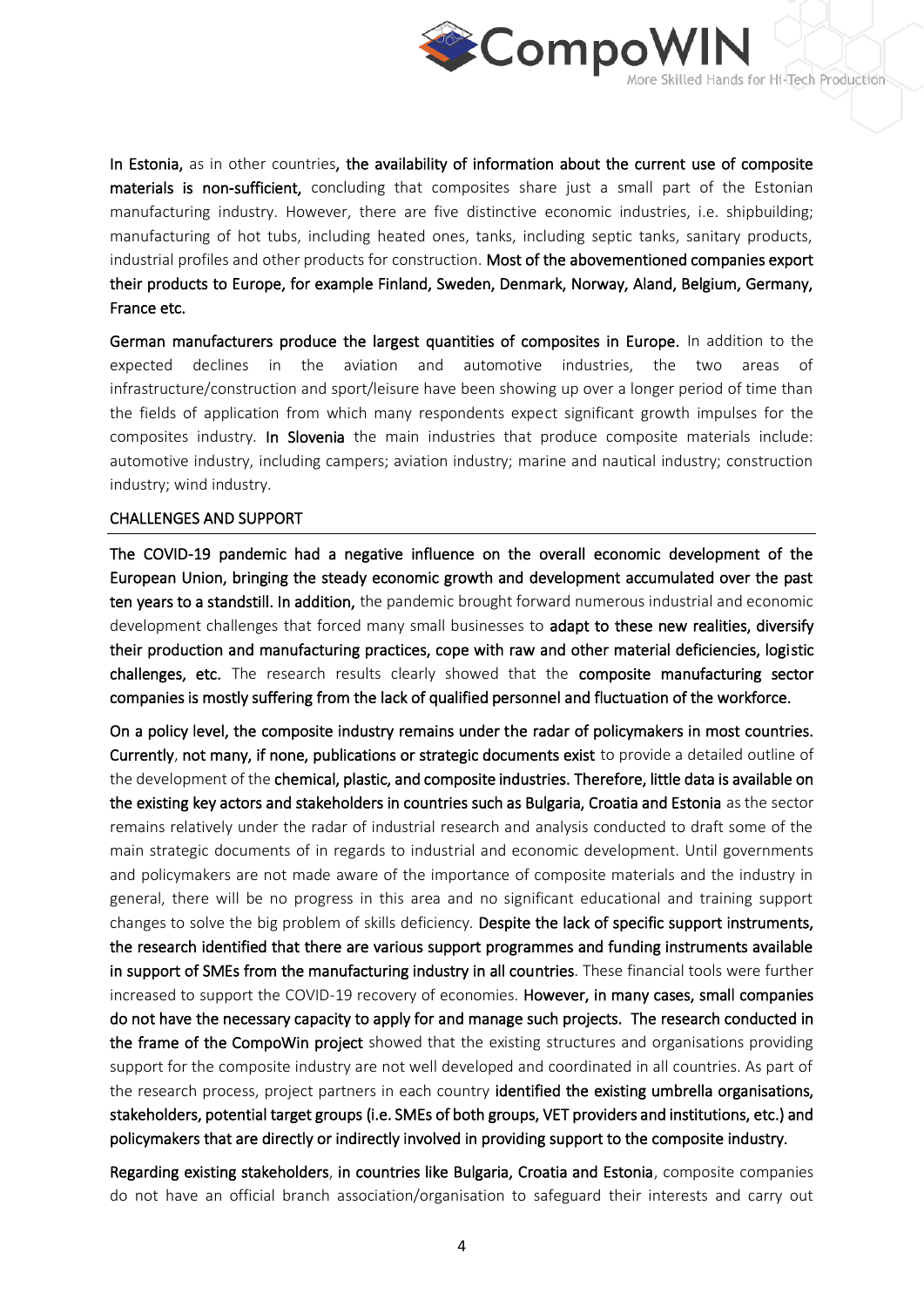**In Estonia,** as in other countries**, the availability of information about the current use of composite materials is non-sufficient,** concluding that composites share just a small part of the Estonian manufacturing industry. However, there are five distinctive economic industries, i.e. shipbuilding; manufacturing of hot tubs, including heated ones, tanks, including septic tanks, sanitary products, industrial profiles and other products for construction. **Most of the abovementioned companies export their products to Europe, for example Finland, Sweden, Denmark, Norway, Aland, Belgium, Germany, France etc.**

**German manufacturers produce the largest quantities of composites in Europe.** In addition to the expected declines in the aviation and automotive industries, the two areas of infrastructure/construction and sport/leisure have been showing up over a longer period of time than the fields of application from which many respondents expect significant growth impulses for the composites industry. **In Slovenia** the main industries that produce composite materials include: automotive industry, including campers; aviation industry; marine and nautical industry; construction industry; wind industry.

## CHALLENGES AND SUPPORT

**The COVID-19 pandemic had a negative influence on the overall economic development of the European Union, bringing the steady economic growth and development accumulated over the past ten years to a standstill. In addition,** the pandemic brought forward numerous industrial and economic development challenges that forced many small businesses to **adapt to these new realities, diversify their production and manufacturing practices, cope with raw and other material deficiencies, logistic challenges, etc.** The research results clearly showed that the **composite manufacturing sector companies is mostly suffering from the lack of qualified personnel and fluctuation of the workforce.**

**On a policy level, the composite industry remains under the radar of policymakers in most countries. Currently**, **not many, if none, publications or strategic documents exist** to provide a detailed outline of the development of the **chemical, plastic, and composite industries. Therefore, little data is available on the existing key actors and stakeholders in countries such as Bulgaria, Croatia and Estonia** as the sector remains relatively under the radar of industrial research and analysis conducted to draft some of the main strategic documents of in regards to industrial and economic development. Until governments and policymakers are not made aware of the importance of composite materials and the industry in general, there will be no progress in this area and no significant educational and training support changes to solve the big problem of skills deficiency. **Despite the lack of specific support instruments, the research identified that there are various support programmes and funding instruments available in support of SMEs from the manufacturing industry in all countries**. These financial tools were further increased to support the COVID-19 recovery of economies. **However, in many cases, small companies do not have the necessary capacity to apply for and manage such projects. The research conducted in the frame of the CompoWin project** showed that the existing structures and organisations providing support for the composite industry are not well developed and coordinated in all countries. As part of the research process, project partners in each country **identified the existing umbrella organisations, stakeholders, potential target groups (i.e. SMEs of both groups, VET providers and institutions, etc.) and policymakers that are directly or indirectly involved in providing support to the composite industry.**

**Regarding existing stakeholders**, **in countries like Bulgaria, Croatia and Estonia**, composite companies do not have an official branch association/organisation to safeguard their interests and carry out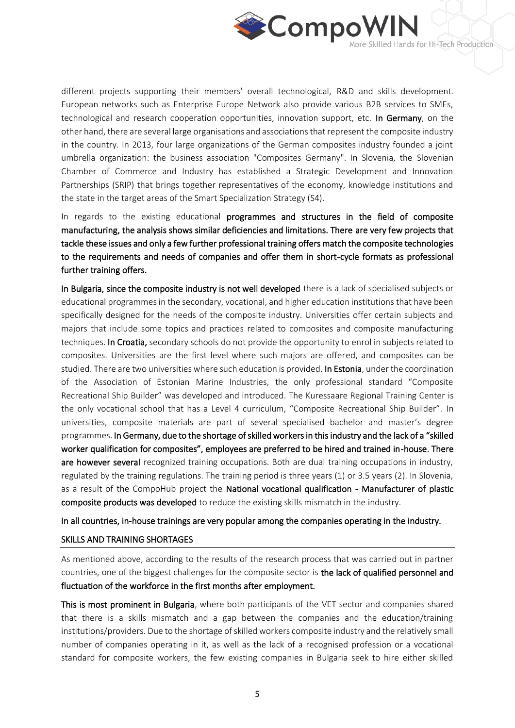different projects supporting their members' overall technological, R&D and skills development. European networks such as Enterprise Europe Network also provide various B2B services to SMEs, technological and research cooperation opportunities, innovation support, etc. **In Germany**, on the other hand, there are several large organisations and associations that represent the composite industry in the country. In 2013, four large organizations of the German composites industry founded a joint umbrella organization: the business association "Composites Germany". In Slovenia, the Slovenian Chamber of Commerce and Industry has established a Strategic Development and Innovation Partnerships (SRIP) that brings together representatives of the economy, knowledge institutions and the state in the target areas of the Smart Specialization Strategy (S4).

In regards to the existing educational **programmes and structures in the field of composite manufacturing, the analysis shows similar deficiencies and limitations. There are very few projects that tackle these issues and only a few further professional training offers match the composite technologies to the requirements and needs of companies and offer them in short-cycle formats as professional further training offers.**

**In Bulgaria, since the composite industry is not well developed** there is a lack of specialised subjects or educational programmes in the secondary, vocational, and higher education institutions that have been specifically designed for the needs of the composite industry. Universities offer certain subjects and majors that include some topics and practices related to composites and composite manufacturing techniques. **In Croatia,** secondary schools do not provide the opportunity to enrol in subjects related to composites. Universities are the first level where such majors are offered, and composites can be studied. There are two universities where such education is provided. **In Estonia**, under the coordination of the Association of Estonian Marine Industries, the only professional standard "Composite Recreational Ship Builder" was developed and introduced. The Kuressaare Regional Training Center is the only vocational school that has a Level 4 curriculum, "Composite Recreational Ship Builder". In universities, composite materials are part of several specialised bachelor and master's degree programmes. **In Germany, due to the shortage of skilled workers in this industry and the lack of a "skilled worker qualification for composites", employees are preferred to be hired and trained in-house. There are however several** recognized training occupations. Both are dual training occupations in industry, regulated by the training regulations. The training period is three years (1) or 3.5 years (2). In Slovenia, as a result of the CompoHub project the **National vocational qualification - Manufacturer of plastic composite products was developed** to reduce the existing skills mismatch in the industry.

**In all countries, in-house trainings are very popular among the companies operating in the industry.**

## SKILLS AND TRAINING SHORTAGES

As mentioned above, according to the results of the research process that was carried out in partner countries, one of the biggest challenges for the composite sector is **the lack of qualified personnel and fluctuation of the workforce in the first months after employment.**

**This is most prominent in Bulgaria**, where both participants of the VET sector and companies shared that there is a skills mismatch and a gap between the companies and the education/training institutions/providers. Due to the shortage of skilled workers composite industry and the relatively small number of companies operating in it, as well as the lack of a recognised profession or a vocational standard for composite workers, the few existing companies in Bulgaria seek to hire either skilled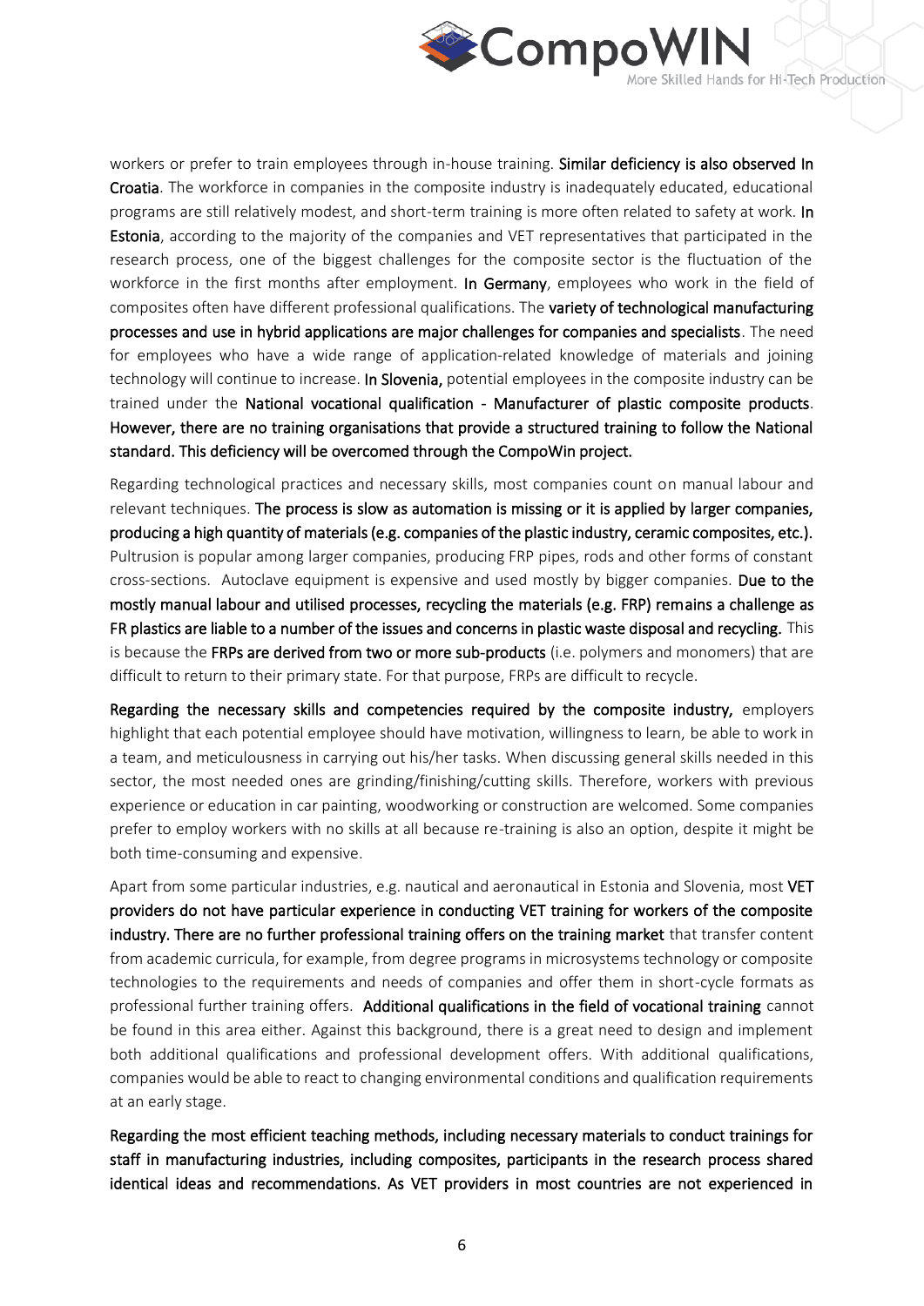workers or prefer to train employees through in-house training. **Similar deficiency is also observed In Croatia**. The workforce in companies in the composite industry is inadequately educated, educational programs are still relatively modest, and short-term training is more often related to safety at work. **In Estonia**, according to the majority of the companies and VET representatives that participated in the research process, one of the biggest challenges for the composite sector is the fluctuation of the workforce in the first months after employment. **In Germany**, employees who work in the field of composites often have different professional qualifications. The **variety of technological manufacturing processes and use in hybrid applications are major challenges for companies and specialists**. The need for employees who have a wide range of application-related knowledge of materials and joining technology will continue to increase. **In Slovenia,** potential employees in the composite industry can be trained under the **National vocational qualification - Manufacturer of plastic composite products**. **However, there are no training organisations that provide a structured training to follow the National standard. This deficiency will be overcomed through the CompoWin project.**

Regarding technological practices and necessary skills, most companies count on manual labour and relevant techniques. **The process is slow as automation is missing or it is applied by larger companies, producing a high quantity of materials (e.g. companies of the plastic industry, ceramic composites, etc.).** Pultrusion is popular among larger companies, producing FRP pipes, rods and other forms of constant cross-sections. Autoclave equipment is expensive and used mostly by bigger companies. **Due to the mostly manual labour and utilised processes, recycling the materials (e.g. FRP) remains a challenge as FR plastics are liable to a number of the issues and concerns in plastic waste disposal and recycling.** This is because the **FRPs are derived from two or more sub-products** (i.e. polymers and monomers) that are difficult to return to their primary state. For that purpose, FRPs are difficult to recycle.

**Regarding the necessary skills and competencies required by the composite industry,** employers highlight that each potential employee should have motivation, willingness to learn, be able to work in a team, and meticulousness in carrying out his/her tasks. When discussing general skills needed in this sector, the most needed ones are grinding/finishing/cutting skills. Therefore, workers with previous experience or education in car painting, woodworking or construction are welcomed. Some companies prefer to employ workers with no skills at all because re-training is also an option, despite it might be both time-consuming and expensive.

Apart from some particular industries, e.g. nautical and aeronautical in Estonia and Slovenia, most **VET providers do not have particular experience in conducting VET training for workers of the composite industry. There are no further professional training offers on the training market** that transfer content from academic curricula, for example, from degree programs in microsystems technology or composite technologies to the requirements and needs of companies and offer them in short-cycle formats as professional further training offers. **Additional qualifications in the field of vocational training** cannot be found in this area either. Against this background, there is a great need to design and implement both additional qualifications and professional development offers. With additional qualifications, companies would be able to react to changing environmental conditions and qualification requirements at an early stage.

**Regarding the most efficient teaching methods, including necessary materials to conduct trainings for staff in manufacturing industries, including composites, participants in the research process shared identical ideas and recommendations. As VET providers in most countries are not experienced in**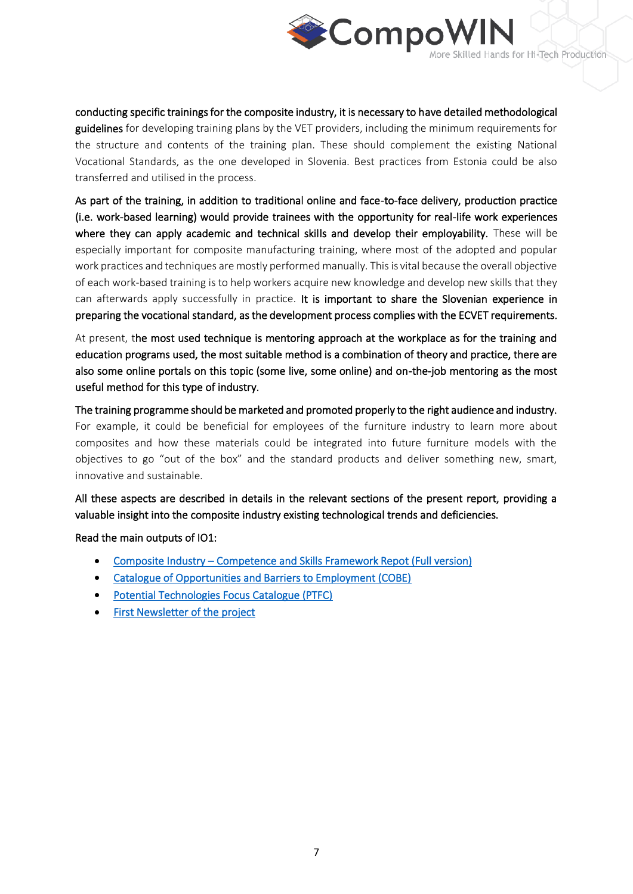**conducting specific trainings for the composite industry, it is necessary to have detailed methodological guidelines** for developing training plans by the VET providers, including the minimum requirements for the structure and contents of the training plan. These should complement the existing National Vocational Standards, as the one developed in Slovenia. Best practices from Estonia could be also transferred and utilised in the process.

**As part of the training, in addition to traditional online and face-to-face delivery, production practice (i.e. work-based learning) would provide trainees with the opportunity for real-life work experiences where they can apply academic and technical skills and develop their employability.** These will be especially important for composite manufacturing training, where most of the adopted and popular work practices and techniques are mostly performed manually. This is vital because the overall objective of each work-based training is to help workers acquire new knowledge and develop new skills that they can afterwards apply successfully in practice. **It is important to share the Slovenian experience in preparing the vocational standard, as the development process complies with the ECVET requirements.**

At present, t**he most used technique is mentoring approach at the workplace as for the training and education programs used, the most suitable method is a combination of theory and practice, there are also some online portals on this topic (some live, some online) and on-the-job mentoring as the most useful method for this type of industry.**

**The training programme should be marketed and promoted properly to the right audience and industry.** For example, it could be beneficial for employees of the furniture industry to learn more about composites and how these materials could be integrated into future furniture models with the objectives to go "out of the box" and the standard products and deliver something new, smart, innovative and sustainable.

**All these aspects are described in details in the relevant sections of the present report, providing a valuable insight into the composite industry existing technological trends and deficiencies.**

Read the main outputs of IO1:

- Composite Industry – Competence and Skills Framework Repot (Full version)
- Catalogue of Opportunities and Barriers to Employment (COBE)
- Potential Technologies Focus Catalogue (PTFC)
- First Newsletter of the project